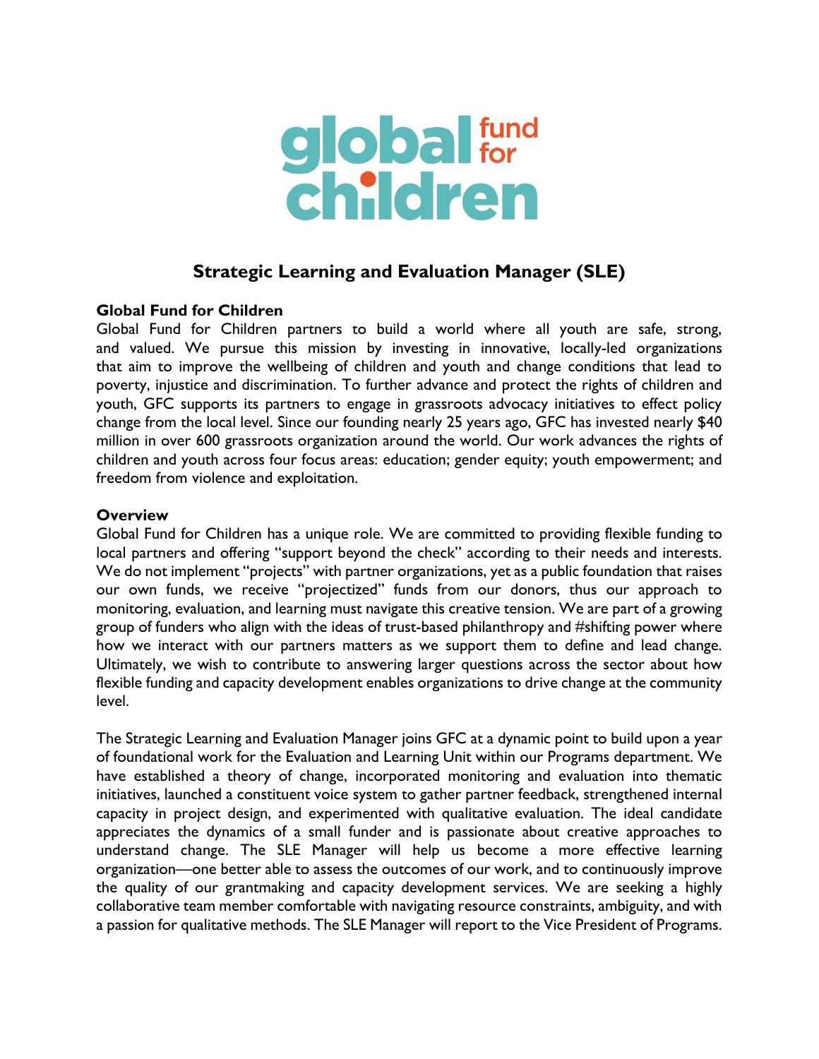global fund for children

# Strategic Learning and Evaluation Manager (SLE)

**Global Fund for Children**

Global Fund for Children partners to build a world where all youth are safe, strong, and valued. We pursue this mission by investing in innovative, locally-led organizations that aim to improve the wellbeing of children and youth and change conditions that lead to poverty, injustice and discrimination. To further advance and protect the rights of children and youth, GFC supports its partners to engage in grassroots advocacy initiatives to effect policy change from the local level. Since our founding nearly 25 years ago, GFC has invested nearly $40 million in over 600 grassroots organization around the world. Our work advances the rights of children and youth across four focus areas: education; gender equity; youth empowerment; and freedom from violence and exploitation.

**Overview**

Global Fund for Children has a unique role. We are committed to providing flexible funding to local partners and offering "support beyond the check" according to their needs and interests. We do not implement "projects" with partner organizations, yet as a public foundation that raises our own funds, we receive "projectized" funds from our donors, thus our approach to monitoring, evaluation, and learning must navigate this creative tension. We are part of a growing group of funders who align with the ideas of trust-based philanthropy and #shifting power where how we interact with our partners matters as we support them to define and lead change. Ultimately, we wish to contribute to answering larger questions across the sector about how flexible funding and capacity development enables organizations to drive change at the community level.

The Strategic Learning and Evaluation Manager joins GFC at a dynamic point to build upon a year of foundational work for the Evaluation and Learning Unit within our Programs department. We have established a theory of change, incorporated monitoring and evaluation into thematic initiatives, launched a constituent voice system to gather partner feedback, strengthened internal capacity in project design, and experimented with qualitative evaluation. The ideal candidate appreciates the dynamics of a small funder and is passionate about creative approaches to understand change. The SLE Manager will help us become a more effective learning organization—one better able to assess the outcomes of our work, and to continuously improve the quality of our grantmaking and capacity development services. We are seeking a highly collaborative team member comfortable with navigating resource constraints, ambiguity, and with a passion for qualitative methods. The SLE Manager will report to the Vice President of Programs.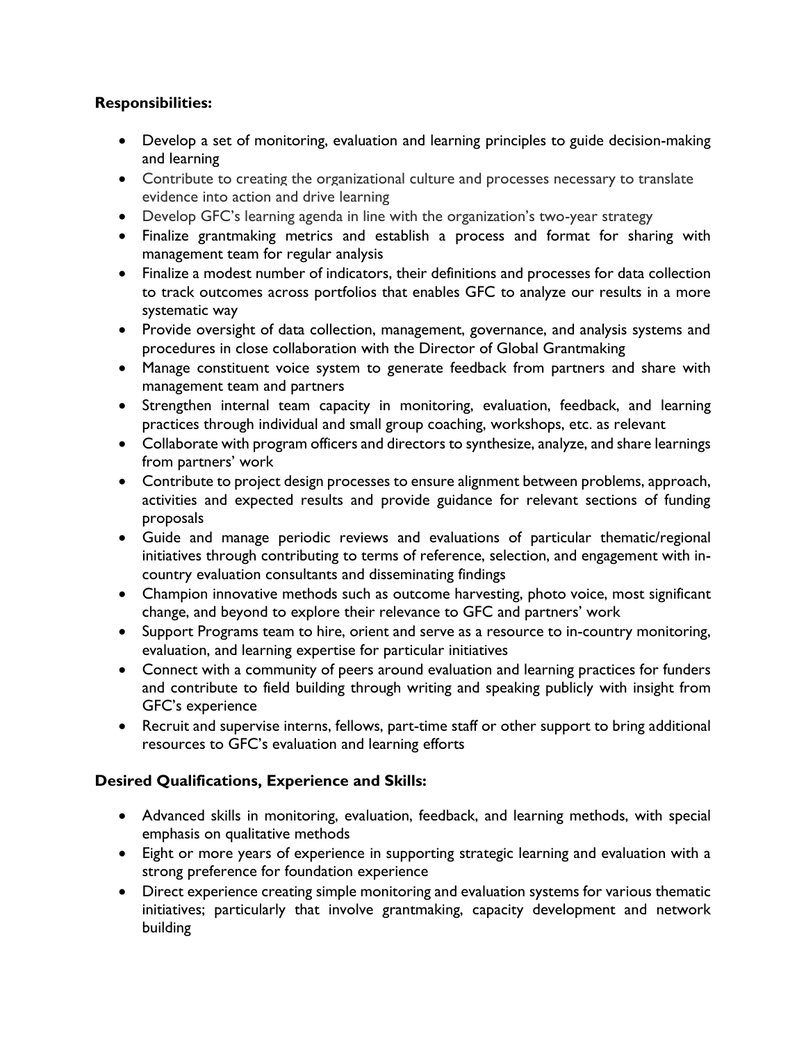**Responsibilities:**

- Develop a set of monitoring, evaluation and learning principles to guide decision-making and learning
- Contribute to creating the organizational culture and processes necessary to translate evidence into action and drive learning
- Develop GFC's learning agenda in line with the organization's two-year strategy
- Finalize grantmaking metrics and establish a process and format for sharing with management team for regular analysis
- Finalize a modest number of indicators, their definitions and processes for data collection to track outcomes across portfolios that enables GFC to analyze our results in a more systematic way
- Provide oversight of data collection, management, governance, and analysis systems and procedures in close collaboration with the Director of Global Grantmaking
- Manage constituent voice system to generate feedback from partners and share with management team and partners
- Strengthen internal team capacity in monitoring, evaluation, feedback, and learning practices through individual and small group coaching, workshops, etc. as relevant
- Collaborate with program officers and directors to synthesize, analyze, and share learnings from partners' work
- Contribute to project design processes to ensure alignment between problems, approach, activities and expected results and provide guidance for relevant sections of funding proposals
- Guide and manage periodic reviews and evaluations of particular thematic/regional initiatives through contributing to terms of reference, selection, and engagement with in-country evaluation consultants and disseminating findings
- Champion innovative methods such as outcome harvesting, photo voice, most significant change, and beyond to explore their relevance to GFC and partners' work
- Support Programs team to hire, orient and serve as a resource to in-country monitoring, evaluation, and learning expertise for particular initiatives
- Connect with a community of peers around evaluation and learning practices for funders and contribute to field building through writing and speaking publicly with insight from GFC's experience
- Recruit and supervise interns, fellows, part-time staff or other support to bring additional resources to GFC's evaluation and learning efforts

**Desired Qualifications, Experience and Skills:**

- Advanced skills in monitoring, evaluation, feedback, and learning methods, with special emphasis on qualitative methods
- Eight or more years of experience in supporting strategic learning and evaluation with a strong preference for foundation experience
- Direct experience creating simple monitoring and evaluation systems for various thematic initiatives; particularly that involve grantmaking, capacity development and network building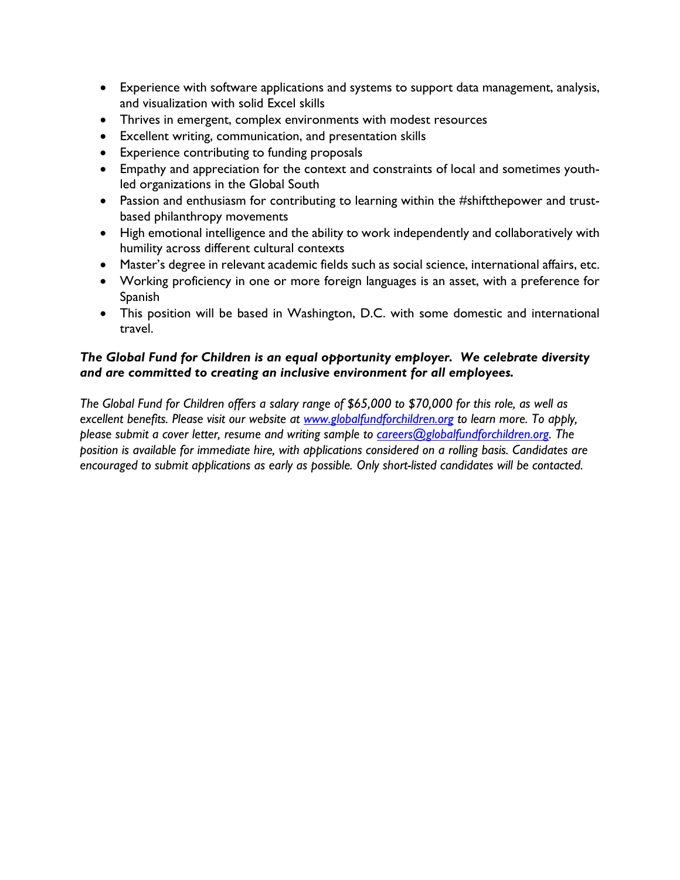- Experience with software applications and systems to support data management, analysis, and visualization with solid Excel skills
- Thrives in emergent, complex environments with modest resources
- Excellent writing, communication, and presentation skills
- Experience contributing to funding proposals
- Empathy and appreciation for the context and constraints of local and sometimes youth-led organizations in the Global South
- Passion and enthusiasm for contributing to learning within the #shiftthepower and trust-based philanthropy movements
- High emotional intelligence and the ability to work independently and collaboratively with humility across different cultural contexts
- Master's degree in relevant academic fields such as social science, international affairs, etc.
- Working proficiency in one or more foreign languages is an asset, with a preference for Spanish
- This position will be based in Washington, D.C. with some domestic and international travel.

***The Global Fund for Children is an equal opportunity employer. We celebrate diversity and are committed to creating an inclusive environment for all employees.***

*The Global Fund for Children offers a salary range of $65,000 to $70,000 for this role, as well as excellent benefits. Please visit our website at [www.globalfundforchildren.org](http://www.globalfundforchildren.org) to learn more. To apply, please submit a cover letter, resume and writing sample to [careers@globalfundforchildren.org](mailto:careers@globalfundforchildren.org). The position is available for immediate hire, with applications considered on a rolling basis. Candidates are encouraged to submit applications as early as possible. Only short-listed candidates will be contacted.*